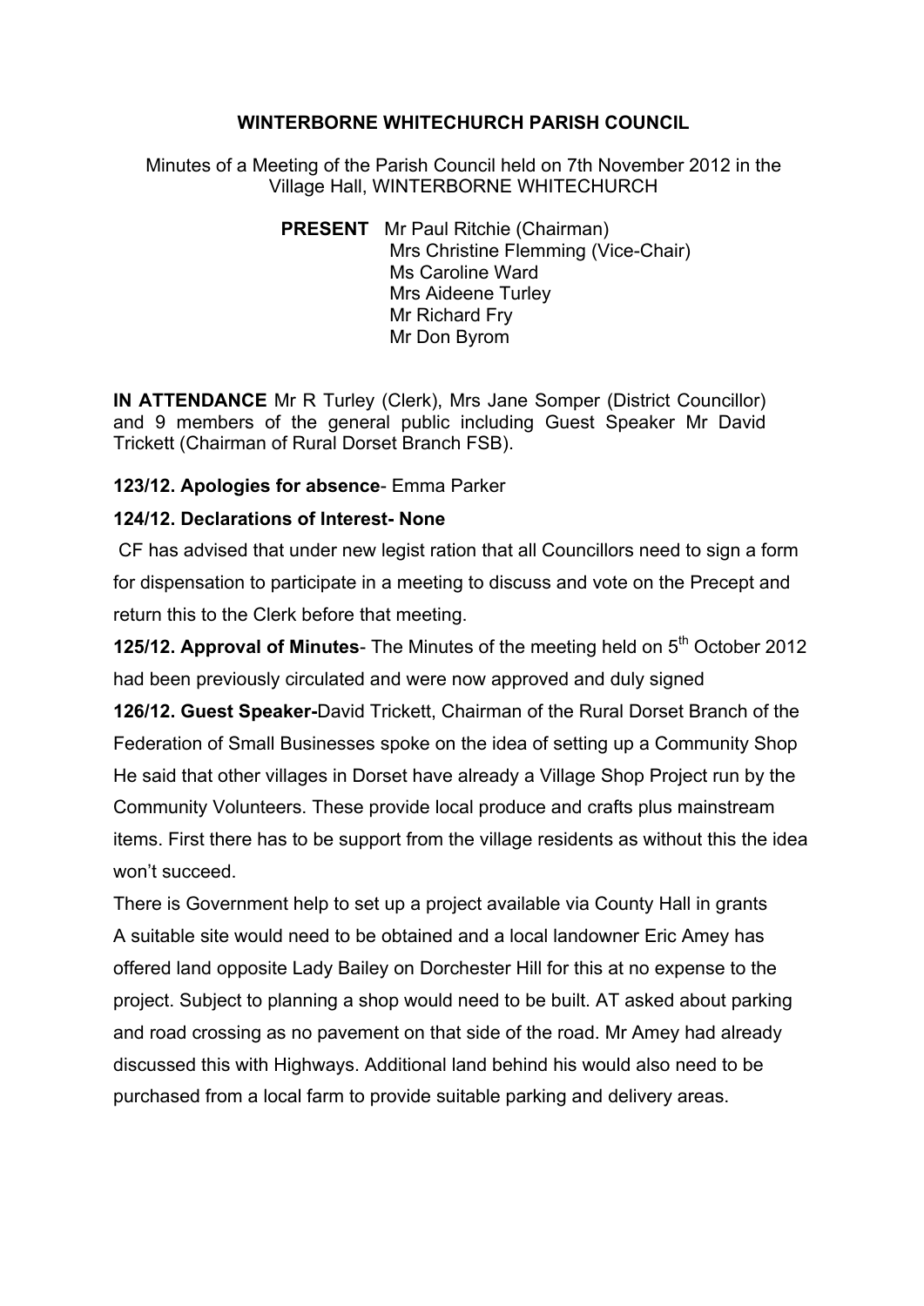# WINTERBORNE WHITECHURCH PARISH COUNCIL

Minutes of a Meeting of the Parish Council held on 7th November 2012 in the Village Hall, WINTERBORNE WHITECHURCH

**PRESENT** Mr Paul Ritchie (Chairman)
Mrs Christine Flemming (Vice-Chair)
Ms Caroline Ward
Mrs Aideene Turley
Mr Richard Fry
Mr Don Byrom

**IN ATTENDANCE** Mr R Turley (Clerk), Mrs Jane Somper (District Councillor) and 9 members of the general public including Guest Speaker Mr David Trickett (Chairman of Rural Dorset Branch FSB).

**123/12. Apologies for absence**- Emma Parker

**124/12. Declarations of Interest- None**

CF has advised that under new legist ration that all Councillors need to sign a form for dispensation to participate in a meeting to discuss and vote on the Precept and return this to the Clerk before that meeting.

**125/12. Approval of Minutes**- The Minutes of the meeting held on 5th October 2012 had been previously circulated and were now approved and duly signed

**126/12. Guest Speaker-**David Trickett, Chairman of the Rural Dorset Branch of the Federation of Small Businesses spoke on the idea of setting up a Community Shop He said that other villages in Dorset have already a Village Shop Project run by the Community Volunteers. These provide local produce and crafts plus mainstream items. First there has to be support from the village residents as without this the idea won't succeed.

There is Government help to set up a project available via County Hall in grants A suitable site would need to be obtained and a local landowner Eric Amey has offered land opposite Lady Bailey on Dorchester Hill for this at no expense to the project. Subject to planning a shop would need to be built. AT asked about parking and road crossing as no pavement on that side of the road. Mr Amey had already discussed this with Highways. Additional land behind his would also need to be purchased from a local farm to provide suitable parking and delivery areas.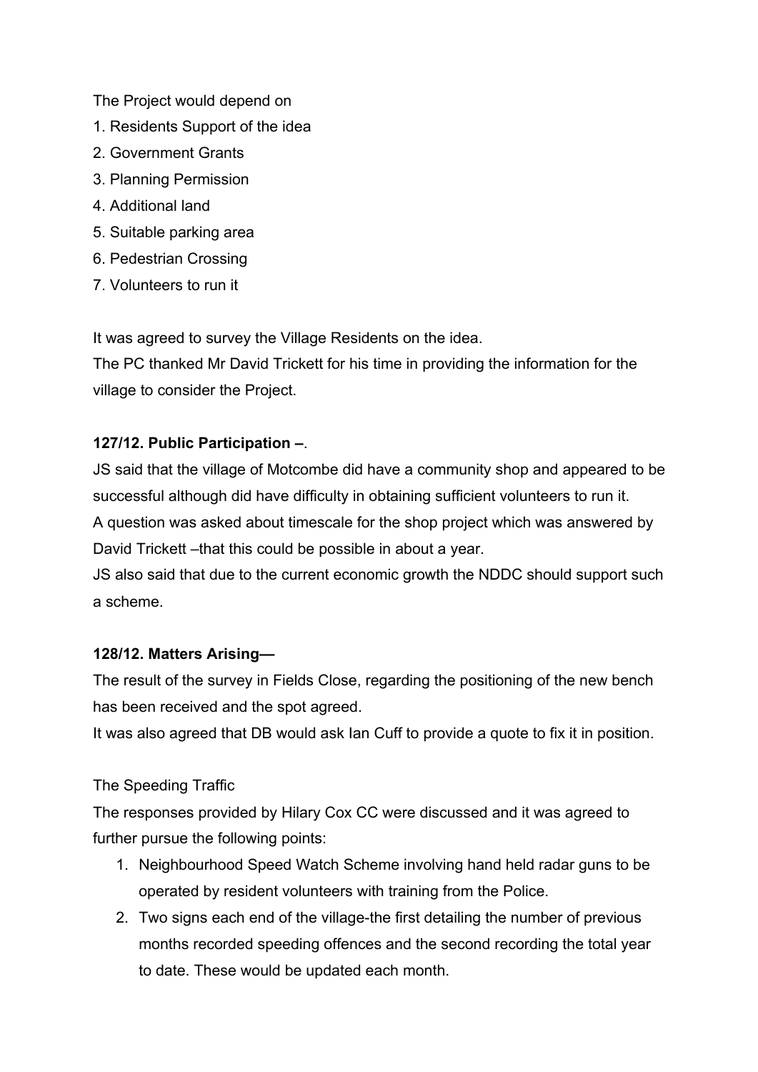The Project would depend on

1. Residents Support of the idea
2. Government Grants
3. Planning Permission
4. Additional land
5. Suitable parking area
6. Pedestrian Crossing
7. Volunteers to run it

It was agreed to survey the Village Residents on the idea.
The PC thanked Mr David Trickett for his time in providing the information for the village to consider the Project.

**127/12. Public Participation –**.

JS said that the village of Motcombe did have a community shop and appeared to be successful although did have difficulty in obtaining sufficient volunteers to run it.
A question was asked about timescale for the shop project which was answered by David Trickett –that this could be possible in about a year.
JS also said that due to the current economic growth the NDDC should support such a scheme.

**128/12. Matters Arising—**

The result of the survey in Fields Close, regarding the positioning of the new bench has been received and the spot agreed.
It was also agreed that DB would ask Ian Cuff to provide a quote to fix it in position.

The Speeding Traffic

The responses provided by Hilary Cox CC were discussed and it was agreed to further pursue the following points:

1. Neighbourhood Speed Watch Scheme involving hand held radar guns to be operated by resident volunteers with training from the Police.
2. Two signs each end of the village-the first detailing the number of previous months recorded speeding offences and the second recording the total year to date. These would be updated each month.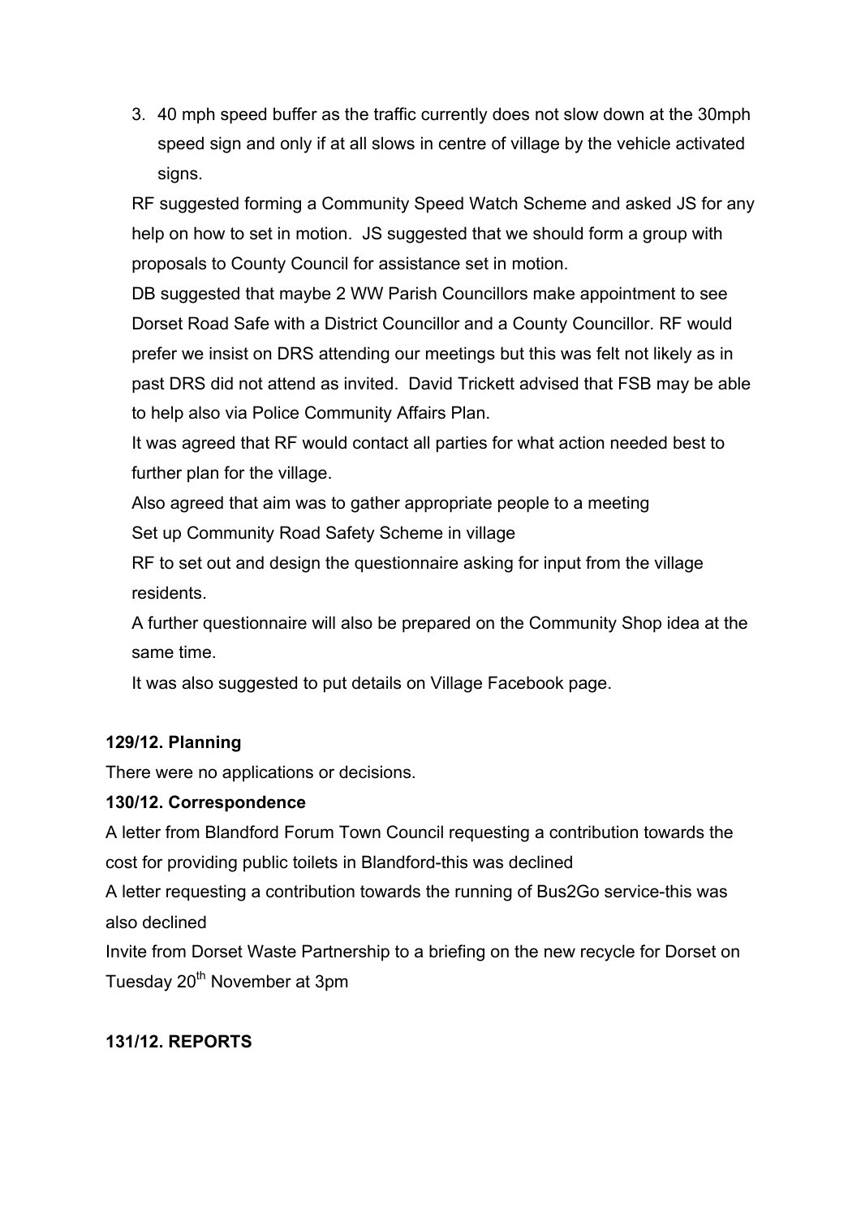3. 40 mph speed buffer as the traffic currently does not slow down at the 30mph speed sign and only if at all slows in centre of village by the vehicle activated signs.

RF suggested forming a Community Speed Watch Scheme and asked JS for any help on how to set in motion. JS suggested that we should form a group with proposals to County Council for assistance set in motion.

DB suggested that maybe 2 WW Parish Councillors make appointment to see Dorset Road Safe with a District Councillor and a County Councillor. RF would prefer we insist on DRS attending our meetings but this was felt not likely as in past DRS did not attend as invited. David Trickett advised that FSB may be able to help also via Police Community Affairs Plan.

It was agreed that RF would contact all parties for what action needed best to further plan for the village.

Also agreed that aim was to gather appropriate people to a meeting

Set up Community Road Safety Scheme in village

RF to set out and design the questionnaire asking for input from the village residents.

A further questionnaire will also be prepared on the Community Shop idea at the same time.

It was also suggested to put details on Village Facebook page.

**129/12. Planning**

There were no applications or decisions.

**130/12. Correspondence**

A letter from Blandford Forum Town Council requesting a contribution towards the cost for providing public toilets in Blandford-this was declined

A letter requesting a contribution towards the running of Bus2Go service-this was also declined

Invite from Dorset Waste Partnership to a briefing on the new recycle for Dorset on Tuesday 20th November at 3pm

**131/12. REPORTS**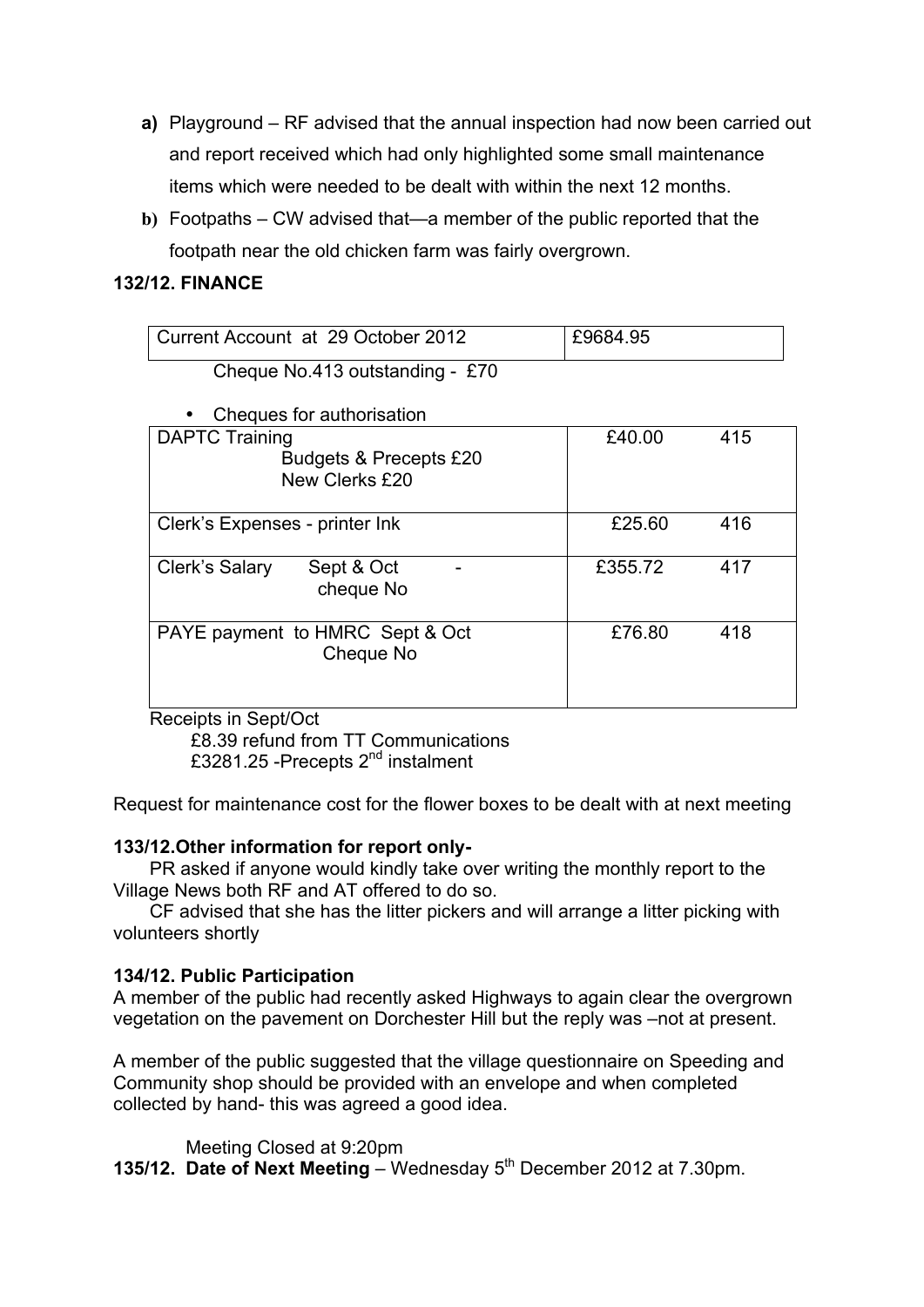**a)** Playground – RF advised that the annual inspection had now been carried out and report received which had only highlighted some small maintenance items which were needed to be dealt with within the next 12 months.

**b)** Footpaths – CW advised that—a member of the public reported that the footpath near the old chicken farm was fairly overgrown.

**132/12. FINANCE**

| | |
|---|---|
| Current Account at 29 October 2012 | £9684.95 |

Cheque No.413 outstanding - £70

- Cheques for authorisation

| | | |
|---|---|---|
| DAPTC Training<br>Budgets & Precepts £20<br>New Clerks £20 | £40.00 | 415 |
| Clerk's Expenses - printer Ink | £25.60 | 416 |
| Clerk's Salary Sept & Oct - cheque No | £355.72 | 417 |
| PAYE payment to HMRC Sept & Oct Cheque No | £76.80 | 418 |

Receipts in Sept/Oct
£8.39 refund from TT Communications
£3281.25 -Precepts 2nd instalment

Request for maintenance cost for the flower boxes to be dealt with at next meeting

**133/12.Other information for report only-**

PR asked if anyone would kindly take over writing the monthly report to the Village News both RF and AT offered to do so.

CF advised that she has the litter pickers and will arrange a litter picking with volunteers shortly

**134/12. Public Participation**

A member of the public had recently asked Highways to again clear the overgrown vegetation on the pavement on Dorchester Hill but the reply was –not at present.

A member of the public suggested that the village questionnaire on Speeding and Community shop should be provided with an envelope and when completed collected by hand- this was agreed a good idea.

Meeting Closed at 9:20pm

**135/12. Date of Next Meeting** – Wednesday 5th December 2012 at 7.30pm.